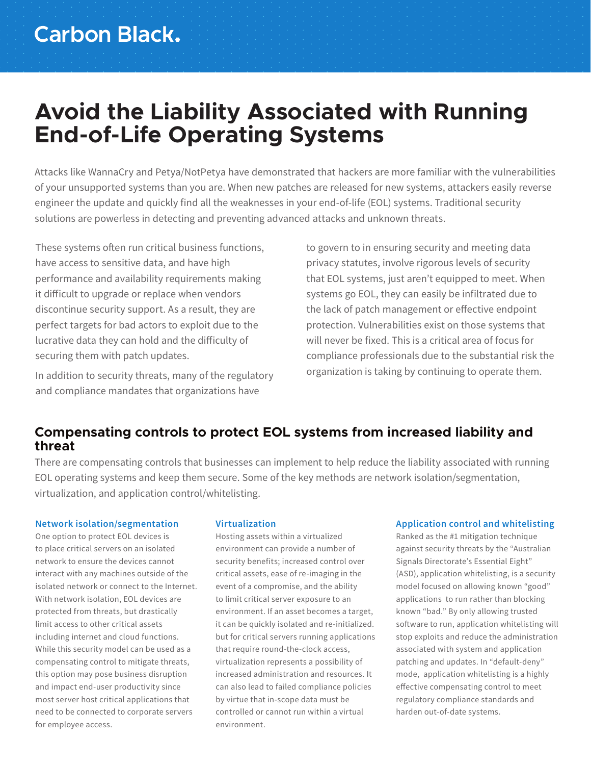Carbon Black.

# Avoid the Liability Associated with Running End-of-Life Operating Systems

Attacks like WannaCry and Petya/NotPetya have demonstrated that hackers are more familiar with the vulnerabilities of your unsupported systems than you are. When new patches are released for new systems, attackers easily reverse engineer the update and quickly find all the weaknesses in your end-of-life (EOL) systems. Traditional security solutions are powerless in detecting and preventing advanced attacks and unknown threats.

These systems often run critical business functions, have access to sensitive data, and have high performance and availability requirements making it difficult to upgrade or replace when vendors discontinue security support. As a result, they are perfect targets for bad actors to exploit due to the lucrative data they can hold and the difficulty of securing them with patch updates.

In addition to security threats, many of the regulatory and compliance mandates that organizations have to govern to in ensuring security and meeting data privacy statutes, involve rigorous levels of security that EOL systems, just aren't equipped to meet. When systems go EOL, they can easily be infiltrated due to the lack of patch management or effective endpoint protection. Vulnerabilities exist on those systems that will never be fixed. This is a critical area of focus for compliance professionals due to the substantial risk the organization is taking by continuing to operate them.

## Compensating controls to protect EOL systems from increased liability and threat

There are compensating controls that businesses can implement to help reduce the liability associated with running EOL operating systems and keep them secure. Some of the key methods are network isolation/segmentation, virtualization, and application control/whitelisting.

### Network isolation/segmentation

One option to protect EOL devices is to place critical servers on an isolated network to ensure the devices cannot interact with any machines outside of the isolated network or connect to the Internet. With network isolation, EOL devices are protected from threats, but drastically limit access to other critical assets including internet and cloud functions. While this security model can be used as a compensating control to mitigate threats, this option may pose business disruption and impact end-user productivity since most server host critical applications that need to be connected to corporate servers for employee access.

### Virtualization

Hosting assets within a virtualized environment can provide a number of security benefits; increased control over critical assets, ease of re-imaging in the event of a compromise, and the ability to limit critical server exposure to an environment. If an asset becomes a target, it can be quickly isolated and re-initialized. but for critical servers running applications that require round-the-clock access, virtualization represents a possibility of increased administration and resources. It can also lead to failed compliance policies by virtue that in-scope data must be controlled or cannot run within a virtual environment.

### Application control and whitelisting

Ranked as the #1 mitigation technique against security threats by the "Australian Signals Directorate's Essential Eight" (ASD), application whitelisting, is a security model focused on allowing known "good" applications to run rather than blocking known "bad." By only allowing trusted software to run, application whitelisting will stop exploits and reduce the administration associated with system and application patching and updates. In "default-deny" mode, application whitelisting is a highly effective compensating control to meet regulatory compliance standards and harden out-of-date systems.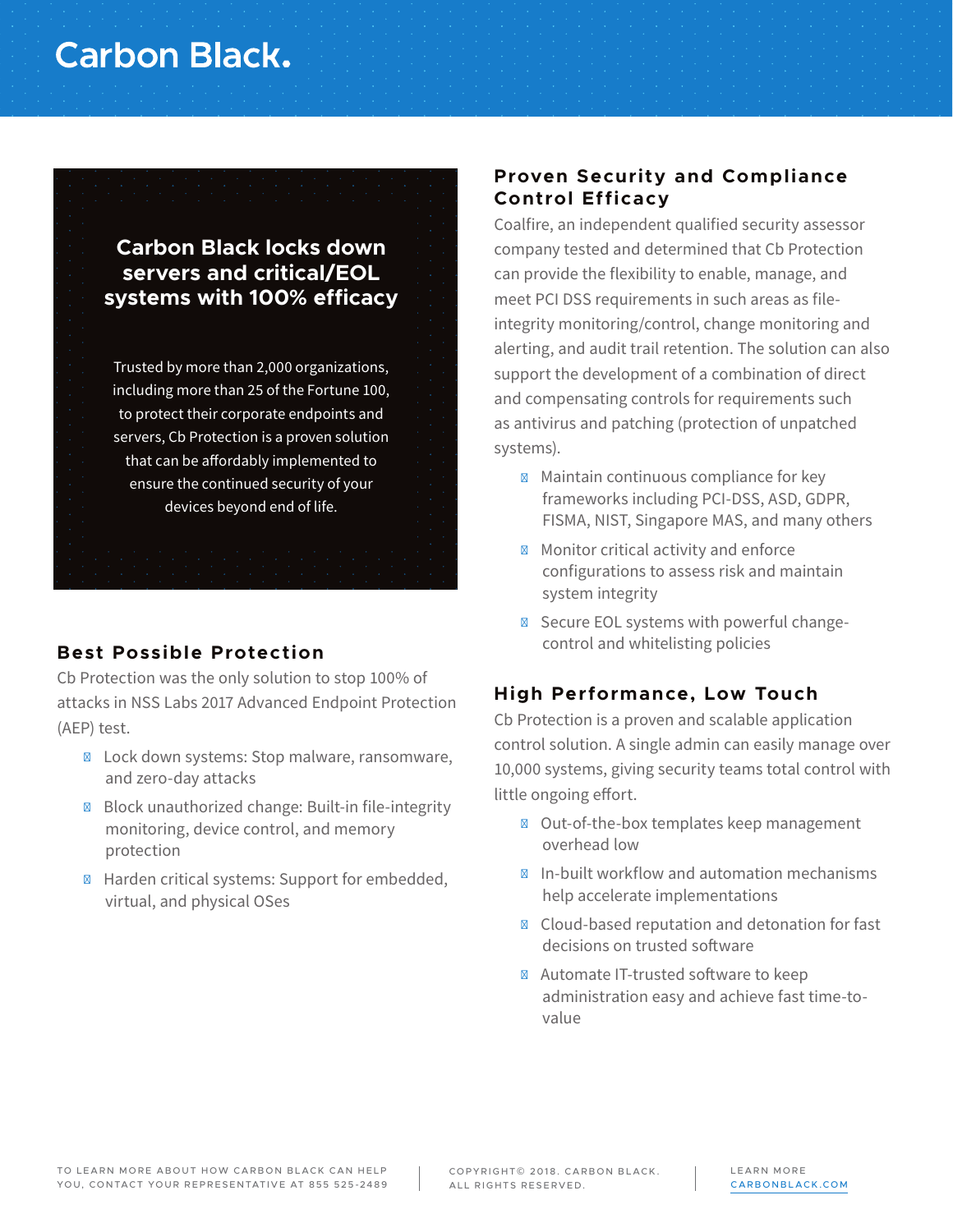## Carbon Black locks down servers and critical/EOL systems with 100% efficacy

Trusted by more than 2,000 organizations, including more than 25 of the Fortune 100, to protect their corporate endpoints and servers, Cb Protection is a proven solution that can be affordably implemented to ensure the continued security of your devices beyond end of life.

### Best Possible Protection

Cb Protection was the only solution to stop 100% of attacks in NSS Labs 2017 Advanced Endpoint Protection (AEP) test.

- Lock down systems: Stop malware, ransomware, and zero-day attacks
- Block unauthorized change: Built-in file-integrity monitoring, device control, and memory protection
- Harden critical systems: Support for embedded, virtual, and physical OSes

### Proven Security and Compliance Control Efficacy

Coalfire, an independent qualified security assessor company tested and determined that Cb Protection can provide the flexibility to enable, manage, and meet PCI DSS requirements in such areas as file-integrity monitoring/control, change monitoring and alerting, and audit trail retention. The solution can also support the development of a combination of direct and compensating controls for requirements such as antivirus and patching (protection of unpatched systems).

- Maintain continuous compliance for key frameworks including PCI-DSS, ASD, GDPR, FISMA, NIST, Singapore MAS, and many others
- Monitor critical activity and enforce configurations to assess risk and maintain system integrity
- Secure EOL systems with powerful change-control and whitelisting policies

### High Performance, Low Touch

Cb Protection is a proven and scalable application control solution. A single admin can easily manage over 10,000 systems, giving security teams total control with little ongoing effort.

- Out-of-the-box templates keep management overhead low
- In-built workflow and automation mechanisms help accelerate implementations
- Cloud-based reputation and detonation for fast decisions on trusted software
- Automate IT-trusted software to keep administration easy and achieve fast time-to-value

TO LEARN MORE ABOUT HOW CARBON BLACK CAN HELP YOU, CONTACT YOUR REPRESENTATIVE AT 855 525-2489

COPYRIGHT© 2018. CARBON BLACK. ALL RIGHTS RESERVED.

LEARN MORE CARBONBLACK.COM